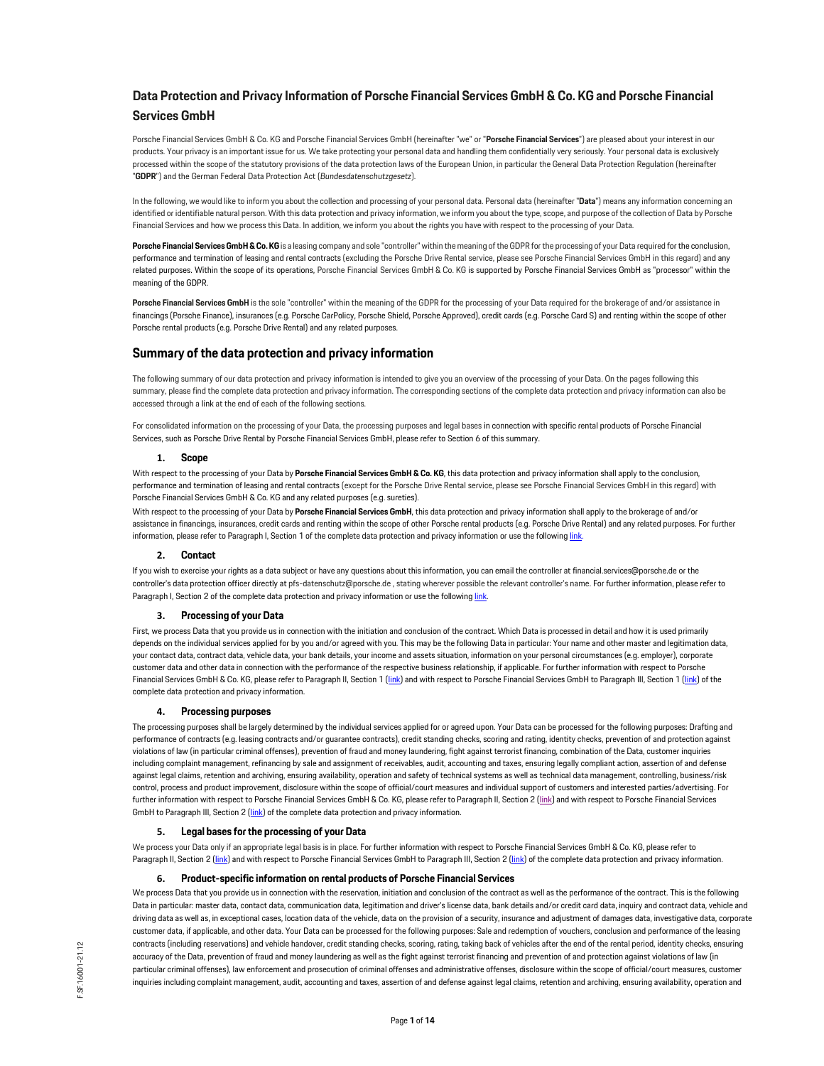# Data Protection and Privacy Information of Porsche Financial Services GmbH & Co. KG and Porsche Financial Services GmbH

Porsche Financial Services GmbH & Co. KG and Porsche Financial Services GmbH (hereinafter "we" or "**Porsche Financial Services**") are pleased about your interest in our products. Your privacy is an important issue for us. We take protecting your personal data and handling them confidentially very seriously. Your personal data is exclusively processed within the scope of the statutory provisions of the data protection laws of the European Union, in particular the General Data Protection Regulation (hereinafter "**GDPR**") and the German Federal Data Protection Act (*Bundesdatenschutzgesetz*).

In the following, we would like to inform you about the collection and processing of your personal data. Personal data (hereinafter "**Data**") means any information concerning an identified or identifiable natural person. With this data protection and privacy information, we inform you about the type, scope, and purpose of the collection of Data by Porsche Financial Services and how we process this Data. In addition, we inform you about the rights you have with respect to the processing of your Data.

**Porsche Financial Services GmbH & Co. KG** is a leasing company and sole "controller" within the meaning of the GDPR for the processing of your Data required for the conclusion, performance and termination of leasing and rental contracts (excluding the Porsche Drive Rental service, please see Porsche Financial Services GmbH in this regard) and any related purposes. Within the scope of its operations, Porsche Financial Services GmbH & Co. KG is supported by Porsche Financial Services GmbH as "processor" within the meaning of the GDPR.

**Porsche Financial Services GmbH** is the sole "controller" within the meaning of the GDPR for the processing of your Data required for the brokerage of and/or assistance in financings (Porsche Finance), insurances (e.g. Porsche CarPolicy, Porsche Shield, Porsche Approved), credit cards (e.g. Porsche Card S) and renting within the scope of other Porsche rental products (e.g. Porsche Drive Rental) and any related purposes.

## Summary of the data protection and privacy information

The following summary of our data protection and privacy information is intended to give you an overview of the processing of your Data. On the pages following this summary, please find the complete data protection and privacy information. The corresponding sections of the complete data protection and privacy information can also be accessed through a link at the end of each of the following sections.

For consolidated information on the processing of your Data, the processing purposes and legal bases in connection with specific rental products of Porsche Financial Services, such as Porsche Drive Rental by Porsche Financial Services GmbH, please refer to Section 6 of this summary.

### 1. Scope

With respect to the processing of your Data by **Porsche Financial Services GmbH & Co. KG**, this data protection and privacy information shall apply to the conclusion, performance and termination of leasing and rental contracts (except for the Porsche Drive Rental service, please see Porsche Financial Services GmbH in this regard) with Porsche Financial Services GmbH & Co. KG and any related purposes (e.g. sureties).

With respect to the processing of your Data by **Porsche Financial Services GmbH**, this data protection and privacy information shall apply to the brokerage of and/or assistance in financings, insurances, credit cards and renting within the scope of other Porsche rental products (e.g. Porsche Drive Rental) and any related purposes. For further information, please refer to Paragraph I, Section 1 of the complete data protection and privacy information or use the following link.

### 2. Contact

If you wish to exercise your rights as a data subject or have any questions about this information, you can email the controller at financial.services@porsche.de or the controller's data protection officer directly at pfs-datenschutz@porsche.de , stating wherever possible the relevant controller's name. For further information, please refer to Paragraph I, Section 2 of the complete data protection and privacy information or use the following link.

### 3. Processing of your Data

First, we process Data that you provide us in connection with the initiation and conclusion of the contract. Which Data is processed in detail and how it is used primarily depends on the individual services applied for by you and/or agreed with you. This may be the following Data in particular: Your name and other master and legitimation data, your contact data, contract data, vehicle data, your bank details, your income and assets situation, information on your personal circumstances (e.g. employer), corporate customer data and other data in connection with the performance of the respective business relationship, if applicable. For further information with respect to Porsche Financial Services GmbH & Co. KG, please refer to Paragraph II, Section 1 (link) and with respect to Porsche Financial Services GmbH to Paragraph III, Section 1 (link) of the complete data protection and privacy information.

### 4. Processing purposes

The processing purposes shall be largely determined by the individual services applied for or agreed upon. Your Data can be processed for the following purposes: Drafting and performance of contracts (e.g. leasing contracts and/or guarantee contracts), credit standing checks, scoring and rating, identity checks, prevention of and protection against violations of law (in particular criminal offenses), prevention of fraud and money laundering, fight against terrorist financing, combination of the Data, customer inquiries including complaint management, refinancing by sale and assignment of receivables, audit, accounting and taxes, ensuring legally compliant action, assertion of and defense against legal claims, retention and archiving, ensuring availability, operation and safety of technical systems as well as technical data management, controlling, business/risk control, process and product improvement, disclosure within the scope of official/court measures and individual support of customers and interested parties/advertising. For further information with respect to Porsche Financial Services GmbH & Co. KG, please refer to Paragraph II, Section 2 (link) and with respect to Porsche Financial Services GmbH to Paragraph III, Section 2 (link) of the complete data protection and privacy information.

### 5. Legal bases for the processing of your Data

We process your Data only if an appropriate legal basis is in place. For further information with respect to Porsche Financial Services GmbH & Co. KG, please refer to Paragraph II, Section 2 (link) and with respect to Porsche Financial Services GmbH to Paragraph III, Section 2 (link) of the complete data protection and privacy information.

### 6. Product-specific information on rental products of Porsche Financial Services

We process Data that you provide us in connection with the reservation, initiation and conclusion of the contract as well as the performance of the contract. This is the following Data in particular: master data, contact data, communication data, legitimation and driver's license data, bank details and/or credit card data, inquiry and contract data, vehicle and driving data as well as, in exceptional cases, location data of the vehicle, data on the provision of a security, insurance and adjustment of damages data, investigative data, corporate customer data, if applicable, and other data. Your Data can be processed for the following purposes: Sale and redemption of vouchers, conclusion and performance of the leasing contracts (including reservations) and vehicle handover, credit standing checks, scoring, rating, taking back of vehicles after the end of the rental period, identity checks, ensuring accuracy of the Data, prevention of fraud and money laundering as well as the fight against terrorist financing and prevention of and protection against violations of law (in particular criminal offenses), law enforcement and prosecution of criminal offenses and administrative offenses, disclosure within the scope of official/court measures, customer inquiries including complaint management, audit, accounting and taxes, assertion of and defense against legal claims, retention and archiving, ensuring availability, operation and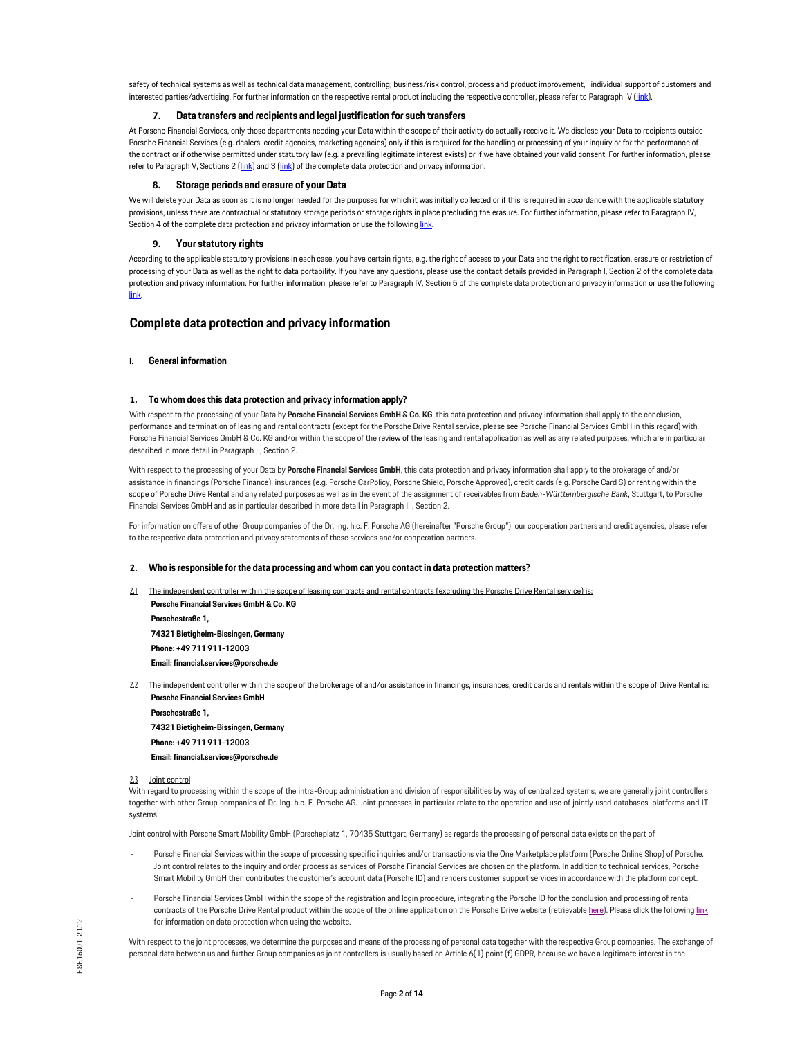safety of technical systems as well as technical data management, controlling, business/risk control, process and product improvement, , individual support of customers and interested parties/advertising. For further information on the respective rental product including the respective controller, please refer to Paragraph IV (link).

### 7. Data transfers and recipients and legal justification for such transfers

At Porsche Financial Services, only those departments needing your Data within the scope of their activity do actually receive it. We disclose your Data to recipients outside Porsche Financial Services (e.g. dealers, credit agencies, marketing agencies) only if this is required for the handling or processing of your inquiry or for the performance of the contract or if otherwise permitted under statutory law (e.g. a prevailing legitimate interest exists) or if we have obtained your valid consent. For further information, please refer to Paragraph V, Sections 2 (link) and 3 (link) of the complete data protection and privacy information.

### 8. Storage periods and erasure of your Data

We will delete your Data as soon as it is no longer needed for the purposes for which it was initially collected or if this is required in accordance with the applicable statutory provisions, unless there are contractual or statutory storage periods or storage rights in place precluding the erasure. For further information, please refer to Paragraph IV, Section 4 of the complete data protection and privacy information or use the following link.

### 9. Your statutory rights

According to the applicable statutory provisions in each case, you have certain rights, e.g. the right of access to your Data and the right to rectification, erasure or restriction of processing of your Data as well as the right to data portability. If you have any questions, please use the contact details provided in Paragraph I, Section 2 of the complete data protection and privacy information. For further information, please refer to Paragraph IV, Section 5 of the complete data protection and privacy information or use the following link.

## Complete data protection and privacy information

### I. General information

#### 1. To whom does this data protection and privacy information apply?

With respect to the processing of your Data by **Porsche Financial Services GmbH & Co. KG**, this data protection and privacy information shall apply to the conclusion, performance and termination of leasing and rental contracts (except for the Porsche Drive Rental service, please see Porsche Financial Services GmbH in this regard) with Porsche Financial Services GmbH & Co. KG and/or within the scope of the review of the leasing and rental application as well as any related purposes, which are in particular described in more detail in Paragraph II, Section 2.

With respect to the processing of your Data by **Porsche Financial Services GmbH**, this data protection and privacy information shall apply to the brokerage of and/or assistance in financings (Porsche Finance), insurances (e.g. Porsche CarPolicy, Porsche Shield, Porsche Approved), credit cards (e.g. Porsche Card S) or renting within the scope of Porsche Drive Rental and any related purposes as well as in the event of the assignment of receivables from *Baden-Württembergische Bank*, Stuttgart, to Porsche Financial Services GmbH and as in particular described in more detail in Paragraph III, Section 2.

For information on offers of other Group companies of the Dr. Ing. h.c. F. Porsche AG (hereinafter "Porsche Group"), our cooperation partners and credit agencies, please refer to the respective data protection and privacy statements of these services and/or cooperation partners.

#### 2. Who is responsible for the data processing and whom can you contact in data protection matters?

2.1 The independent controller within the scope of leasing contracts and rental contracts (excluding the Porsche Drive Rental service) is:

**Porsche Financial Services GmbH & Co. KG**
**Porschestraße 1,**
**74321 Bietigheim-Bissingen, Germany**
**Phone: +49 711 911-12003**
**Email: financial.services@porsche.de**

2.2 The independent controller within the scope of the brokerage of and/or assistance in financings, insurances, credit cards and rentals within the scope of Drive Rental is:

**Porsche Financial Services GmbH**
**Porschestraße 1,**
**74321 Bietigheim-Bissingen, Germany**
**Phone: +49 711 911-12003**
**Email: financial.services@porsche.de**

2.3 Joint control

With regard to processing within the scope of the intra-Group administration and division of responsibilities by way of centralized systems, we are generally joint controllers together with other Group companies of Dr. Ing. h.c. F. Porsche AG. Joint processes in particular relate to the operation and use of jointly used databases, platforms and IT systems.

Joint control with Porsche Smart Mobility GmbH (Porscheplatz 1, 70435 Stuttgart, Germany) as regards the processing of personal data exists on the part of

- Porsche Financial Services within the scope of processing specific inquiries and/or transactions via the One Marketplace platform (Porsche Online Shop) of Porsche. Joint control relates to the inquiry and order process as services of Porsche Financial Services are chosen on the platform. In addition to technical services, Porsche Smart Mobility GmbH then contributes the customer's account data (Porsche ID) and renders customer support services in accordance with the platform concept.
- Porsche Financial Services GmbH within the scope of the registration and login procedure, integrating the Porsche ID for the conclusion and processing of rental contracts of the Porsche Drive Rental product within the scope of the online application on the Porsche Drive website (retrievable here). Please click the following link for information on data protection when using the website.

With respect to the joint processes, we determine the purposes and means of the processing of personal data together with the respective Group companies. The exchange of personal data between us and further Group companies as joint controllers is usually based on Article 6(1) point (f) GDPR, because we have a legitimate interest in the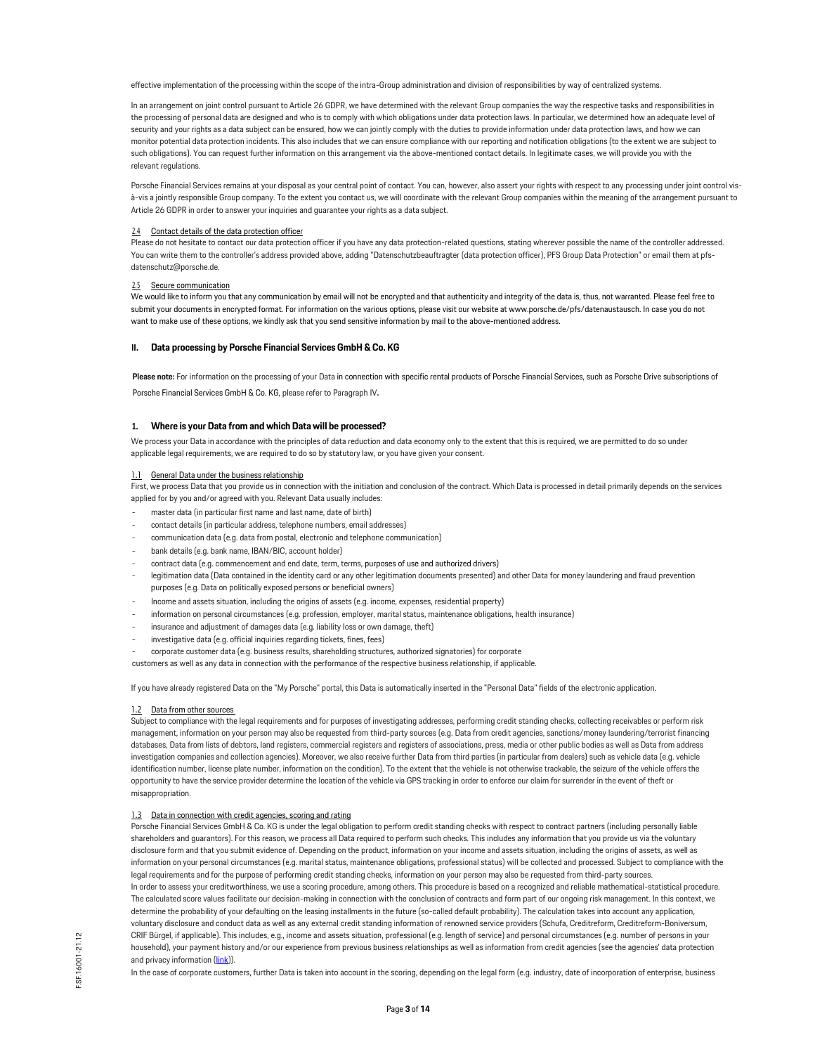effective implementation of the processing within the scope of the intra-Group administration and division of responsibilities by way of centralized systems.

In an arrangement on joint control pursuant to Article 26 GDPR, we have determined with the relevant Group companies the way the respective tasks and responsibilities in the processing of personal data are designed and who is to comply with which obligations under data protection laws. In particular, we determined how an adequate level of security and your rights as a data subject can be ensured, how we can jointly comply with the duties to provide information under data protection laws, and how we can monitor potential data protection incidents. This also includes that we can ensure compliance with our reporting and notification obligations (to the extent we are subject to such obligations). You can request further information on this arrangement via the above-mentioned contact details. In legitimate cases, we will provide you with the relevant regulations.

Porsche Financial Services remains at your disposal as your central point of contact. You can, however, also assert your rights with respect to any processing under joint control vis-à-vis a jointly responsible Group company. To the extent you contact us, we will coordinate with the relevant Group companies within the meaning of the arrangement pursuant to Article 26 GDPR in order to answer your inquiries and guarantee your rights as a data subject.

### 2.4 Contact details of the data protection officer

Please do not hesitate to contact our data protection officer if you have any data protection-related questions, stating wherever possible the name of the controller addressed. You can write them to the controller's address provided above, adding "Datenschutzbeauftragter (data protection officer), PFS Group Data Protection" or email them at pfs-datenschutz@porsche.de.

### 2.5 Secure communication

We would like to inform you that any communication by email will not be encrypted and that authenticity and integrity of the data is, thus, not warranted. Please feel free to submit your documents in encrypted format. For information on the various options, please visit our website at www.porsche.de/pfs/datenaustausch. In case you do not want to make use of these options, we kindly ask that you send sensitive information by mail to the above-mentioned address.

## II. Data processing by Porsche Financial Services GmbH & Co. KG

**Please note:** For information on the processing of your Data in connection with specific rental products of Porsche Financial Services, such as Porsche Drive subscriptions of Porsche Financial Services GmbH & Co. KG, please refer to Paragraph IV.

### 1. Where is your Data from and which Data will be processed?

We process your Data in accordance with the principles of data reduction and data economy only to the extent that this is required, we are permitted to do so under applicable legal requirements, we are required to do so by statutory law, or you have given your consent.

#### 1.1 General Data under the business relationship

First, we process Data that you provide us in connection with the initiation and conclusion of the contract. Which Data is processed in detail primarily depends on the services applied for by you and/or agreed with you. Relevant Data usually includes:

- master data (in particular first name and last name, date of birth)
- contact details (in particular address, telephone numbers, email addresses)
- communication data (e.g. data from postal, electronic and telephone communication)
- bank details (e.g. bank name, IBAN/BIC, account holder)
- contract data (e.g. commencement and end date, term, terms, purposes of use and authorized drivers)
- legitimation data (Data contained in the identity card or any other legitimation documents presented) and other Data for money laundering and fraud prevention purposes (e.g. Data on politically exposed persons or beneficial owners)
- Income and assets situation, including the origins of assets (e.g. income, expenses, residential property)
- information on personal circumstances (e.g. profession, employer, marital status, maintenance obligations, health insurance)
- insurance and adjustment of damages data (e.g. liability loss or own damage, theft)
- investigative data (e.g. official inquiries regarding tickets, fines, fees)
- corporate customer data (e.g. business results, shareholding structures, authorized signatories) for corporate

customers as well as any data in connection with the performance of the respective business relationship, if applicable.

If you have already registered Data on the "My Porsche" portal, this Data is automatically inserted in the "Personal Data" fields of the electronic application.

#### 1.2 Data from other sources

Subject to compliance with the legal requirements and for purposes of investigating addresses, performing credit standing checks, collecting receivables or perform risk management, information on your person may also be requested from third-party sources (e.g. Data from credit agencies, sanctions/money laundering/terrorist financing databases, Data from lists of debtors, land registers, commercial registers and registers of associations, press, media or other public bodies as well as Data from address investigation companies and collection agencies). Moreover, we also receive further Data from third parties (in particular from dealers) such as vehicle data (e.g. vehicle identification number, license plate number, information on the condition). To the extent that the vehicle is not otherwise trackable, the seizure of the vehicle offers the opportunity to have the service provider determine the location of the vehicle via GPS tracking in order to enforce our claim for surrender in the event of theft or misappropriation.

#### 1.3 Data in connection with credit agencies, scoring and rating

Porsche Financial Services GmbH & Co. KG is under the legal obligation to perform credit standing checks with respect to contract partners (including personally liable shareholders and guarantors). For this reason, we process all Data required to perform such checks. This includes any information that you provide us via the voluntary disclosure form and that you submit evidence of. Depending on the product, information on your income and assets situation, including the origins of assets, as well as information on your personal circumstances (e.g. marital status, maintenance obligations, professional status) will be collected and processed. Subject to compliance with the legal requirements and for the purpose of performing credit standing checks, information on your person may also be requested from third-party sources.

In order to assess your creditworthiness, we use a scoring procedure, among others. This procedure is based on a recognized and reliable mathematical-statistical procedure. The calculated score values facilitate our decision-making in connection with the conclusion of contracts and form part of our ongoing risk management. In this context, we determine the probability of your defaulting on the leasing installments in the future (so-called default probability). The calculation takes into account any application, voluntary disclosure and conduct data as well as any external credit standing information of renowned service providers (Schufa, Creditreform, Creditreform-Boniversum, CRIF Bürgel, if applicable). This includes, e.g., income and assets situation, professional (e.g. length of service) and personal circumstances (e.g. number of persons in your household), your payment history and/or our experience from previous business relationships as well as information from credit agencies (see the agencies' data protection and privacy information (link)).

In the case of corporate customers, further Data is taken into account in the scoring, depending on the legal form (e.g. industry, date of incorporation of enterprise, business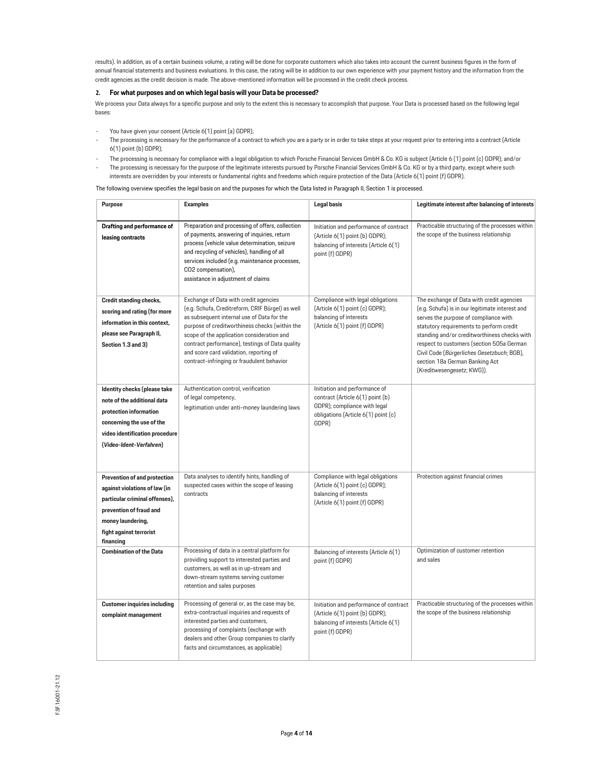results). In addition, as of a certain business volume, a rating will be done for corporate customers which also takes into account the current business figures in the form of annual financial statements and business evaluations. In this case, the rating will be in addition to our own experience with your payment history and the information from the credit agencies as the credit decision is made. The above-mentioned information will be processed in the credit check process.

## 2. For what purposes and on which legal basis will your Data be processed?

We process your Data always for a specific purpose and only to the extent this is necessary to accomplish that purpose. Your Data is processed based on the following legal bases:

- You have given your consent (Article 6(1) point (a) GDPR);
- The processing is necessary for the performance of a contract to which you are a party or in order to take steps at your request prior to entering into a contract (Article 6(1) point (b) GDPR);
- The processing is necessary for compliance with a legal obligation to which Porsche Financial Services GmbH & Co. KG is subject (Article 6 (1) point (c) GDPR); and/or
- The processing is necessary for the purpose of the legitimate interests pursued by Porsche Financial Services GmbH & Co. KG or by a third party, except where such interests are overridden by your interests or fundamental rights and freedoms which require protection of the Data (Article 6(1) point (f) GDPR).

The following overview specifies the legal basis on and the purposes for which the Data listed in Paragraph II, Section 1 is processed.

| Purpose | Examples | Legal basis | Legitimate interest after balancing of interests |
|---|---|---|---|
| **Drafting and performance of leasing contracts** | Preparation and processing of offers, collection of payments, answering of inquiries, return process (vehicle value determination, seizure and recycling of vehicles), handling of all services included (e.g. maintenance processes, CO2 compensation), assistance in adjustment of claims | Initiation and performance of contract (Article 6(1) point (b) GDPR); balancing of interests (Article 6(1) point (f) GDPR) | Practicable structuring of the processes within the scope of the business relationship |
| **Credit standing checks, scoring and rating (for more information in this context, please see Paragraph II, Section 1.3 and 3)** | Exchange of Data with credit agencies (e.g. Schufa, Creditreform, CRIF Bürgel) as well as subsequent internal use of Data for the purpose of creditworthiness checks (within the scope of the application consideration and contract performance), testings of Data quality and score card validation, reporting of contract-infringing or fraudulent behavior | Compliance with legal obligations (Article 6(1) point (c) GDPR); balancing of interests (Article 6(1) point (f) GDPR) | The exchange of Data with credit agencies (e.g. Schufa) is in our legitimate interest and serves the purpose of compliance with statutory requirements to perform credit standing and/or creditworthiness checks with respect to customers (section 505a German Civil Code (*Bürgerliches Gesetzbuch*; BGB), section 18a German Banking Act (*Kreditwesengesetz*; KWG)). |
| **Identity checks (please take note of the additional data protection information concerning the use of the video identification procedure (*Video-Ident-Verfahren*)** | Authentication control, verification of legal competency, legitimation under anti-money laundering laws | Initiation and performance of contract (Article 6(1) point (b) GDPR); compliance with legal obligations (Article 6(1) point (c) GDPR) | |
| **Prevention of and protection against violations of law (in particular criminal offenses), prevention of fraud and money laundering, fight against terrorist financing** | Data analyses to identify hints, handling of suspected cases within the scope of leasing contracts | Compliance with legal obligations (Article 6(1) point (c) GDPR); balancing of interests (Article 6(1) point (f) GDPR) | Protection against financial crimes |
| **Combination of the Data** | Processing of data in a central platform for providing support to interested parties and customers, as well as in up-stream and down-stream systems serving customer retention and sales purposes | Balancing of interests (Article 6(1) point (f) GDPR) | Optimization of customer retention and sales |
| **Customer inquiries including complaint management** | Processing of general or, as the case may be, extra-contractual inquiries and requests of interested parties and customers, processing of complaints (exchange with dealers and other Group companies to clarify facts and circumstances, as applicable) | Initiation and performance of contract (Article 6(1) point (b) GDPR); balancing of interests (Article 6(1) point (f) GDPR) | Practicable structuring of the processes within the scope of the business relationship |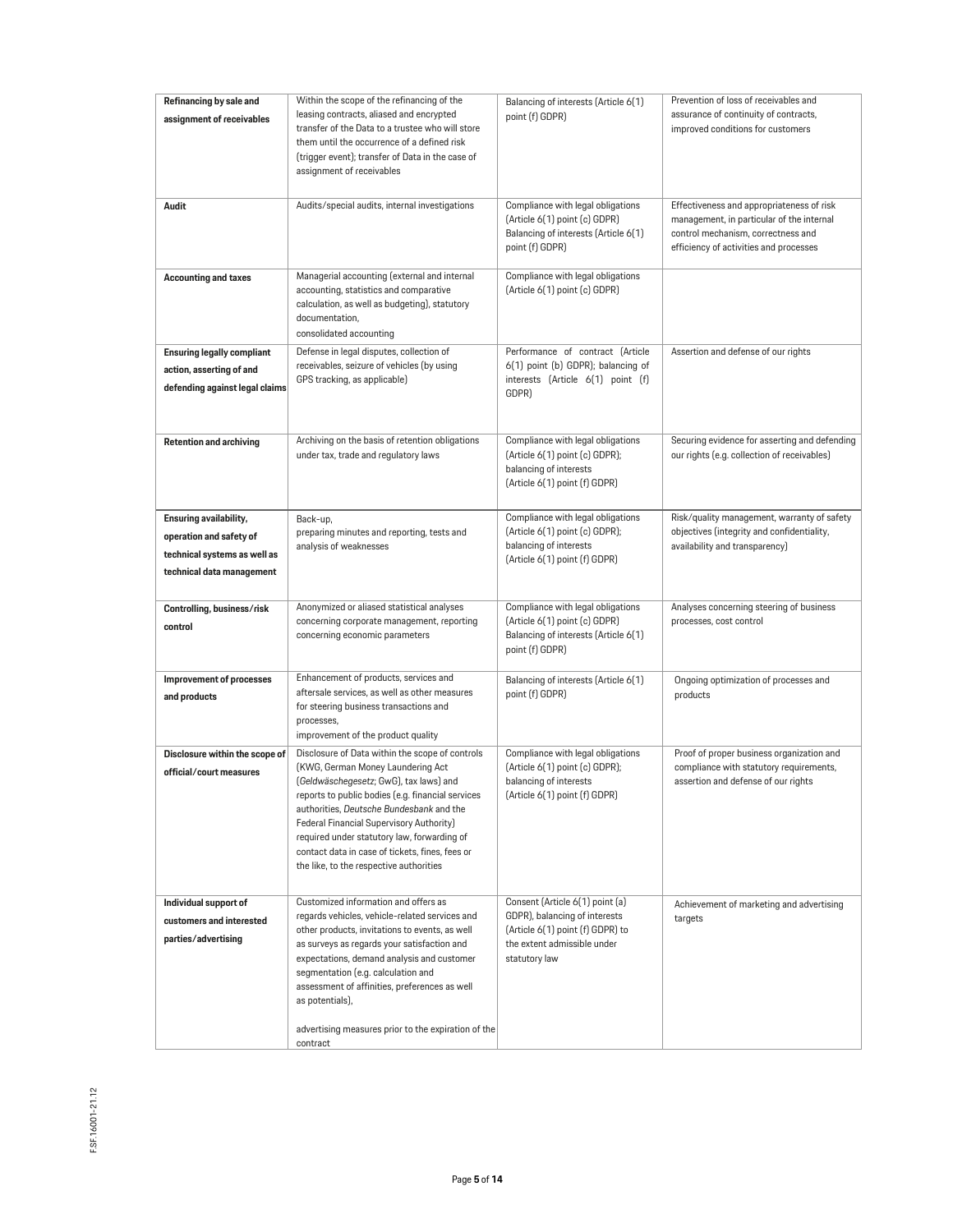| **Refinancing by sale and assignment of receivables** | Within the scope of the refinancing of the leasing contracts, aliased and encrypted transfer of the Data to a trustee who will store them until the occurrence of a defined risk (trigger event); transfer of Data in the case of assignment of receivables | Balancing of interests (Article 6(1) point (f) GDPR) | Prevention of loss of receivables and assurance of continuity of contracts, improved conditions for customers |
|---|---|---|---|
| **Audit** | Audits/special audits, internal investigations | Compliance with legal obligations (Article 6(1) point (c) GDPR) Balancing of interests (Article 6(1) point (f) GDPR) | Effectiveness and appropriateness of risk management, in particular of the internal control mechanism, correctness and efficiency of activities and processes |
| **Accounting and taxes** | Managerial accounting (external and internal accounting, statistics and comparative calculation, as well as budgeting), statutory documentation, consolidated accounting | Compliance with legal obligations (Article 6(1) point (c) GDPR) | |
| **Ensuring legally compliant action, asserting of and defending against legal claims** | Defense in legal disputes, collection of receivables, seizure of vehicles (by using GPS tracking, as applicable) | Performance of contract (Article 6(1) point (b) GDPR); balancing of interests (Article 6(1) point (f) GDPR) | Assertion and defense of our rights |
| **Retention and archiving** | Archiving on the basis of retention obligations under tax, trade and regulatory laws | Compliance with legal obligations (Article 6(1) point (c) GDPR); balancing of interests (Article 6(1) point (f) GDPR) | Securing evidence for asserting and defending our rights (e.g. collection of receivables) |
| **Ensuring availability, operation and safety of technical systems as well as technical data management** | Back-up, preparing minutes and reporting, tests and analysis of weaknesses | Compliance with legal obligations (Article 6(1) point (c) GDPR); balancing of interests (Article 6(1) point (f) GDPR) | Risk/quality management, warranty of safety objectives (integrity and confidentiality, availability and transparency) |
| **Controlling, business/risk control** | Anonymized or aliased statistical analyses concerning corporate management, reporting concerning economic parameters | Compliance with legal obligations (Article 6(1) point (c) GDPR) Balancing of interests (Article 6(1) point (f) GDPR) | Analyses concerning steering of business processes, cost control |
| **Improvement of processes and products** | Enhancement of products, services and aftersale services, as well as other measures for steering business transactions and processes, improvement of the product quality | Balancing of interests (Article 6(1) point (f) GDPR) | Ongoing optimization of processes and products |
| **Disclosure within the scope of official/court measures** | Disclosure of Data within the scope of controls (KWG, German Money Laundering Act (*Geldwäschegesetz*; GwG), tax laws) and reports to public bodies (e.g. financial services authorities, *Deutsche Bundesbank* and the Federal Financial Supervisory Authority) required under statutory law, forwarding of contact data in case of tickets, fines, fees or the like, to the respective authorities | Compliance with legal obligations (Article 6(1) point (c) GDPR); balancing of interests (Article 6(1) point (f) GDPR) | Proof of proper business organization and compliance with statutory requirements, assertion and defense of our rights |
| **Individual support of customers and interested parties/advertising** | Customized information and offers as regards vehicles, vehicle-related services and other products, invitations to events, as well as surveys as regards your satisfaction and expectations, demand analysis and customer segmentation (e.g. calculation and assessment of affinities, preferences as well as potentials), advertising measures prior to the expiration of the contract | Consent (Article 6(1) point (a) GDPR), balancing of interests (Article 6(1) point (f) GDPR) to the extent admissible under statutory law | Achievement of marketing and advertising targets |

F.SF.16001-21.12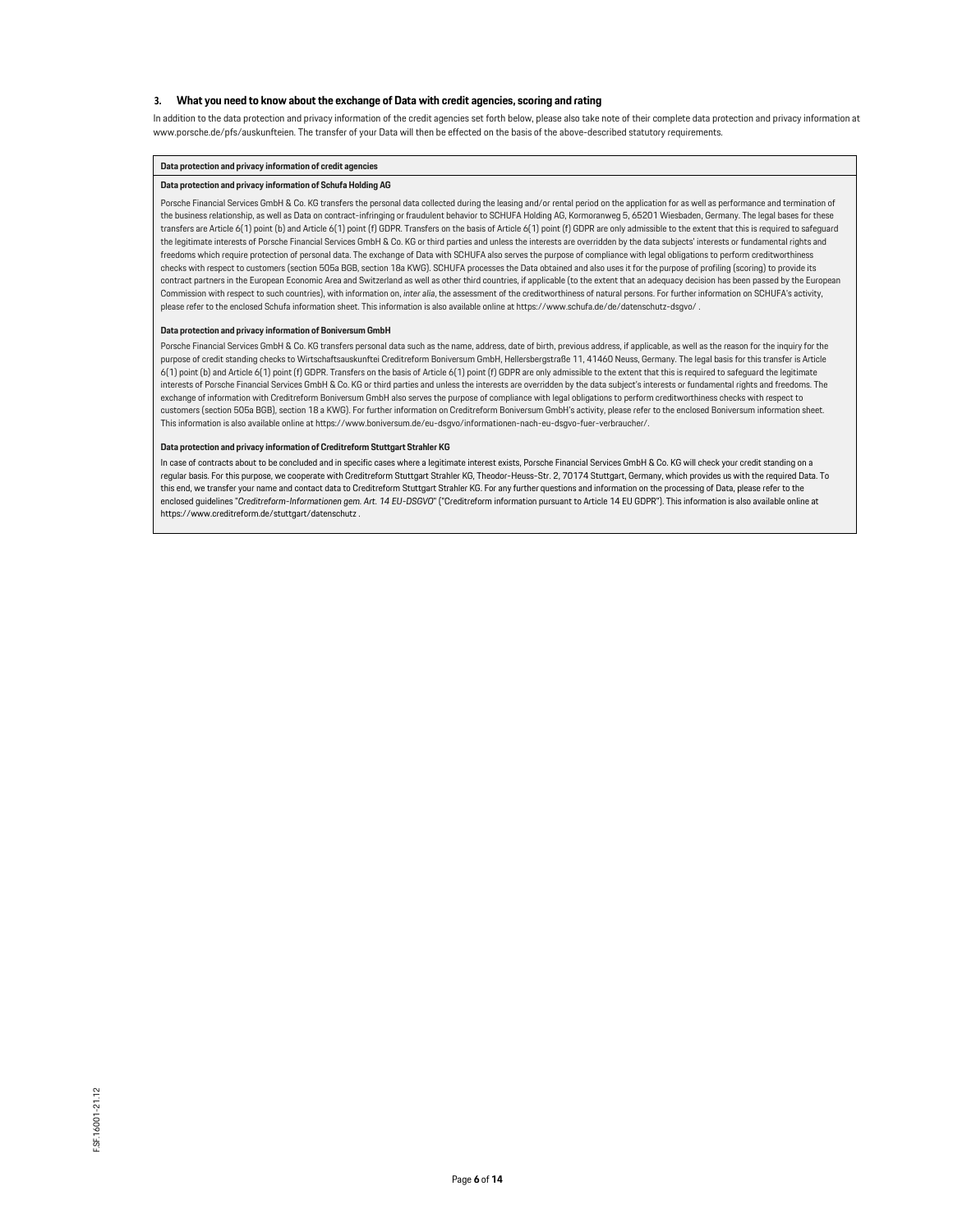### 3. What you need to know about the exchange of Data with credit agencies, scoring and rating

In addition to the data protection and privacy information of the credit agencies set forth below, please also take note of their complete data protection and privacy information at www.porsche.de/pfs/auskunfteien. The transfer of your Data will then be effected on the basis of the above-described statutory requirements.

**Data protection and privacy information of credit agencies**

**Data protection and privacy information of Schufa Holding AG**

Porsche Financial Services GmbH & Co. KG transfers the personal data collected during the leasing and/or rental period on the application for as well as performance and termination of the business relationship, as well as Data on contract-infringing or fraudulent behavior to SCHUFA Holding AG, Kormoranweg 5, 65201 Wiesbaden, Germany. The legal bases for these transfers are Article 6(1) point (b) and Article 6(1) point (f) GDPR. Transfers on the basis of Article 6(1) point (f) GDPR are only admissible to the extent that this is required to safeguard the legitimate interests of Porsche Financial Services GmbH & Co. KG or third parties and unless the interests are overridden by the data subjects' interests or fundamental rights and freedoms which require protection of personal data. The exchange of Data with SCHUFA also serves the purpose of compliance with legal obligations to perform creditworthiness checks with respect to customers (section 505a BGB, section 18a KWG). SCHUFA processes the Data obtained and also uses it for the purpose of profiling (scoring) to provide its contract partners in the European Economic Area and Switzerland as well as other third countries, if applicable (to the extent that an adequacy decision has been passed by the European Commission with respect to such countries), with information on, *inter alia*, the assessment of the creditworthiness of natural persons. For further information on SCHUFA's activity, please refer to the enclosed Schufa information sheet. This information is also available online at https://www.schufa.de/de/datenschutz-dsgvo/ .

**Data protection and privacy information of Boniversum GmbH**

Porsche Financial Services GmbH & Co. KG transfers personal data such as the name, address, date of birth, previous address, if applicable, as well as the reason for the inquiry for the purpose of credit standing checks to Wirtschaftsauskunftei Creditreform Boniversum GmbH, Hellersbergstraße 11, 41460 Neuss, Germany. The legal basis for this transfer is Article 6(1) point (b) and Article 6(1) point (f) GDPR. Transfers on the basis of Article 6(1) point (f) GDPR are only admissible to the extent that this is required to safeguard the legitimate interests of Porsche Financial Services GmbH & Co. KG or third parties and unless the interests are overridden by the data subject's interests or fundamental rights and freedoms. The exchange of information with Creditreform Boniversum GmbH also serves the purpose of compliance with legal obligations to perform creditworthiness checks with respect to customers (section 505a BGB), section 18 a KWG). For further information on Creditreform Boniversum GmbH's activity, please refer to the enclosed Boniversum information sheet. This information is also available online at https://www.boniversum.de/eu-dsgvo/informationen-nach-eu-dsgvo-fuer-verbraucher/.

**Data protection and privacy information of Creditreform Stuttgart Strahler KG**

In case of contracts about to be concluded and in specific cases where a legitimate interest exists, Porsche Financial Services GmbH & Co. KG will check your credit standing on a regular basis. For this purpose, we cooperate with Creditreform Stuttgart Strahler KG, Theodor-Heuss-Str. 2, 70174 Stuttgart, Germany, which provides us with the required Data. To this end, we transfer your name and contact data to Creditreform Stuttgart Strahler KG. For any further questions and information on the processing of Data, please refer to the enclosed guidelines "*Creditreform-Informationen gem. Art. 14 EU-DSGVO*" ("Creditreform information pursuant to Article 14 EU GDPR"). This information is also available online at https://www.creditreform.de/stuttgart/datenschutz .

F.SF.16001-21.12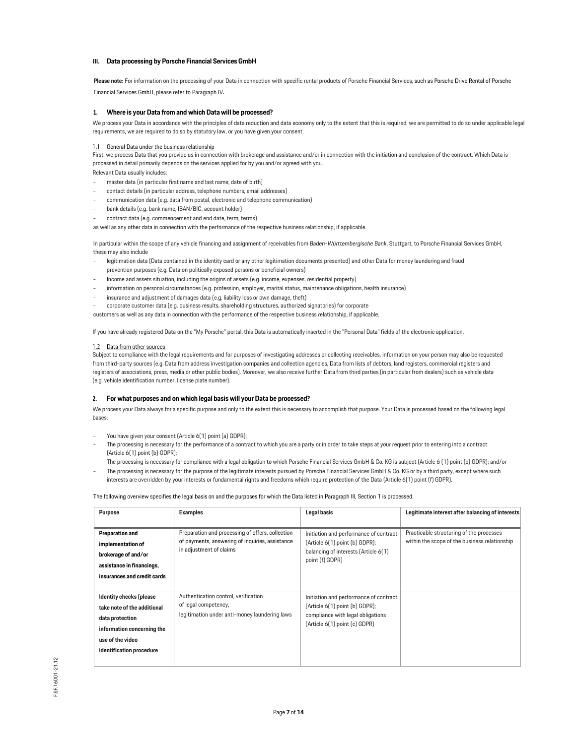### III. Data processing by Porsche Financial Services GmbH

**Please note:** For information on the processing of your Data in connection with specific rental products of Porsche Financial Services, such as Porsche Drive Rental of Porsche Financial Services GmbH, please refer to Paragraph IV**.**

#### 1. Where is your Data from and which Data will be processed?

We process your Data in accordance with the principles of data reduction and data economy only to the extent that this is required, we are permitted to do so under applicable legal requirements, we are required to do so by statutory law, or you have given your consent.

1.1 General Data under the business relationship

First, we process Data that you provide us in connection with brokerage and assistance and/or in connection with the initiation and conclusion of the contract. Which Data is processed in detail primarily depends on the services applied for by you and/or agreed with you.

Relevant Data usually includes:

- master data (in particular first name and last name, date of birth)
- contact details (in particular address, telephone numbers, email addresses)
- communication data (e.g. data from postal, electronic and telephone communication)
- bank details (e.g. bank name, IBAN/BIC, account holder)
- contract data (e.g. commencement and end date, term, terms)

as well as any other data in connection with the performance of the respective business relationship, if applicable.

In particular within the scope of any vehicle financing and assignment of receivables from *Baden-Württembergische Bank*, Stuttgart, to Porsche Financial Services GmbH, these may also include

- legitimation data (Data contained in the identity card or any other legitimation documents presented) and other Data for money laundering and fraud prevention purposes (e.g. Data on politically exposed persons or beneficial owners)
- Income and assets situation, including the origins of assets (e.g. income, expenses, residential property)
- information on personal circumstances (e.g. profession, employer, marital status, maintenance obligations, health insurance)
- insurance and adjustment of damages data (e.g. liability loss or own damage, theft)
- corporate customer data (e.g. business results, shareholding structures, authorized signatories) for corporate

customers as well as any data in connection with the performance of the respective business relationship, if applicable.

If you have already registered Data on the "My Porsche" portal, this Data is automatically inserted in the "Personal Data" fields of the electronic application.

1.2 Data from other sources

Subject to compliance with the legal requirements and for purposes of investigating addresses or collecting receivables, information on your person may also be requested from third-party sources (e.g. Data from address investigation companies and collection agencies, Data from lists of debtors, land registers, commercial registers and registers of associations, press, media or other public bodies). Moreover, we also receive further Data from third parties (in particular from dealers) such as vehicle data (e.g. vehicle identification number, license plate number).

#### 2. For what purposes and on which legal basis will your Data be processed?

We process your Data always for a specific purpose and only to the extent this is necessary to accomplish that purpose. Your Data is processed based on the following legal bases:

- You have given your consent (Article 6(1) point (a) GDPR);
- The processing is necessary for the performance of a contract to which you are a party or in order to take steps at your request prior to entering into a contract (Article 6(1) point (b) GDPR);
- The processing is necessary for compliance with a legal obligation to which Porsche Financial Services GmbH & Co. KG is subject (Article 6 (1) point (c) GDPR); and/or
- The processing is necessary for the purpose of the legitimate interests pursued by Porsche Financial Services GmbH & Co. KG or by a third party, except where such interests are overridden by your interests or fundamental rights and freedoms which require protection of the Data (Article 6(1) point (f) GDPR).

The following overview specifies the legal basis on and the purposes for which the Data listed in Paragraph III, Section 1 is processed.

| Purpose | Examples | Legal basis | Legitimate interest after balancing of interests |
|---|---|---|---|
| **Preparation and implementation of brokerage of and/or assistance in financings, insurances and credit cards** | Preparation and processing of offers, collection of payments, answering of inquiries, assistance in adjustment of claims | Initiation and performance of contract (Article 6(1) point (b) GDPR); balancing of interests (Article 6(1) point (f) GDPR) | Practicable structuring of the processes within the scope of the business relationship |
| **Identity checks (please take note of the additional data protection information concerning the use of the video identification procedure** | Authentication control, verification of legal competency, legitimation under anti-money laundering laws | Initiation and performance of contract (Article 6(1) point (b) GDPR); compliance with legal obligations (Article 6(1) point (c) GDPR) | |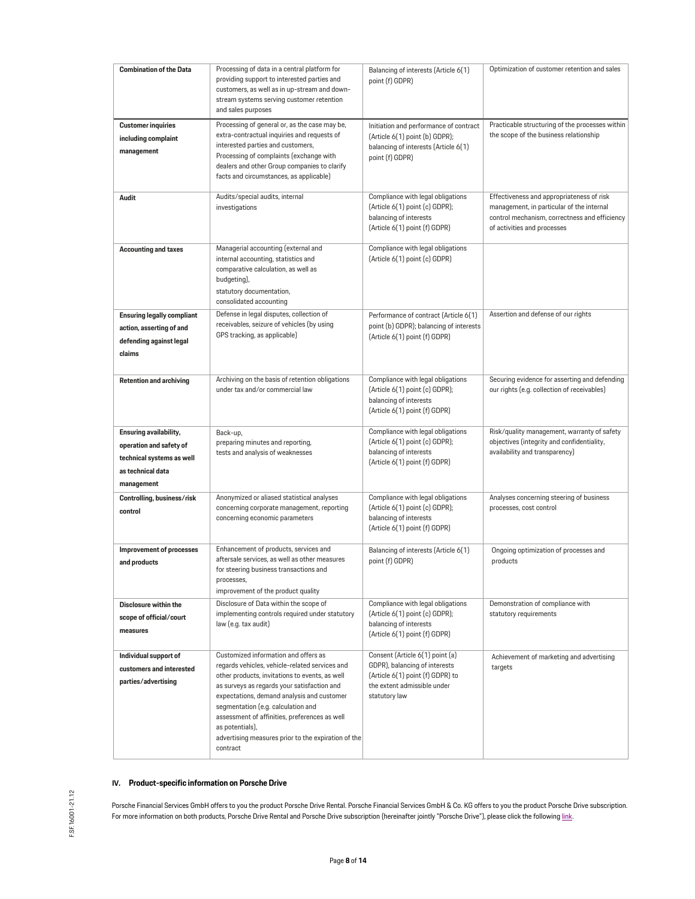| Combination of the Data | Processing of data in a central platform for providing support to interested parties and customers, as well as in up-stream and down-stream systems serving customer retention and sales purposes | Balancing of interests (Article 6(1) point (f) GDPR) | Optimization of customer retention and sales |
|---|---|---|---|
| **Customer inquiries including complaint management** | Processing of general or, as the case may be, extra-contractual inquiries and requests of interested parties and customers, Processing of complaints (exchange with dealers and other Group companies to clarify facts and circumstances, as applicable) | Initiation and performance of contract (Article 6(1) point (b) GDPR); balancing of interests (Article 6(1) point (f) GDPR) | Practicable structuring of the processes within the scope of the business relationship |
| **Audit** | Audits/special audits, internal investigations | Compliance with legal obligations (Article 6(1) point (c) GDPR); balancing of interests (Article 6(1) point (f) GDPR) | Effectiveness and appropriateness of risk management, in particular of the internal control mechanism, correctness and efficiency of activities and processes |
| **Accounting and taxes** | Managerial accounting (external and internal accounting, statistics and comparative calculation, as well as budgeting), statutory documentation, consolidated accounting | Compliance with legal obligations (Article 6(1) point (c) GDPR) | |
| **Ensuring legally compliant action, asserting of and defending against legal claims** | Defense in legal disputes, collection of receivables, seizure of vehicles (by using GPS tracking, as applicable) | Performance of contract (Article 6(1) point (b) GDPR); balancing of interests (Article 6(1) point (f) GDPR) | Assertion and defense of our rights |
| **Retention and archiving** | Archiving on the basis of retention obligations under tax and/or commercial law | Compliance with legal obligations (Article 6(1) point (c) GDPR); balancing of interests (Article 6(1) point (f) GDPR) | Securing evidence for asserting and defending our rights (e.g. collection of receivables) |
| **Ensuring availability, operation and safety of technical systems as well as technical data management** | Back-up, preparing minutes and reporting, tests and analysis of weaknesses | Compliance with legal obligations (Article 6(1) point (c) GDPR); balancing of interests (Article 6(1) point (f) GDPR) | Risk/quality management, warranty of safety objectives (integrity and confidentiality, availability and transparency) |
| **Controlling, business/risk control** | Anonymized or aliased statistical analyses concerning corporate management, reporting concerning economic parameters | Compliance with legal obligations (Article 6(1) point (c) GDPR); balancing of interests (Article 6(1) point (f) GDPR) | Analyses concerning steering of business processes, cost control |
| **Improvement of processes and products** | Enhancement of products, services and aftersale services, as well as other measures for steering business transactions and processes, improvement of the product quality | Balancing of interests (Article 6(1) point (f) GDPR) | Ongoing optimization of processes and products |
| **Disclosure within the scope of official/court measures** | Disclosure of Data within the scope of implementing controls required under statutory law (e.g. tax audit) | Compliance with legal obligations (Article 6(1) point (c) GDPR); balancing of interests (Article 6(1) point (f) GDPR) | Demonstration of compliance with statutory requirements |
| **Individual support of customers and interested parties/advertising** | Customized information and offers as regards vehicles, vehicle-related services and other products, invitations to events, as well as surveys as regards your satisfaction and expectations, demand analysis and customer segmentation (e.g. calculation and assessment of affinities, preferences as well as potentials), advertising measures prior to the expiration of the contract | Consent (Article 6(1) point (a) GDPR), balancing of interests (Article 6(1) point (f) GDPR) to the extent admissible under statutory law | Achievement of marketing and advertising targets |

## IV. Product-specific information on Porsche Drive

Porsche Financial Services GmbH offers to you the product Porsche Drive Rental. Porsche Financial Services GmbH & Co. KG offers to you the product Porsche Drive subscription. For more information on both products, Porsche Drive Rental and Porsche Drive subscription (hereinafter jointly "Porsche Drive"), please click the following link.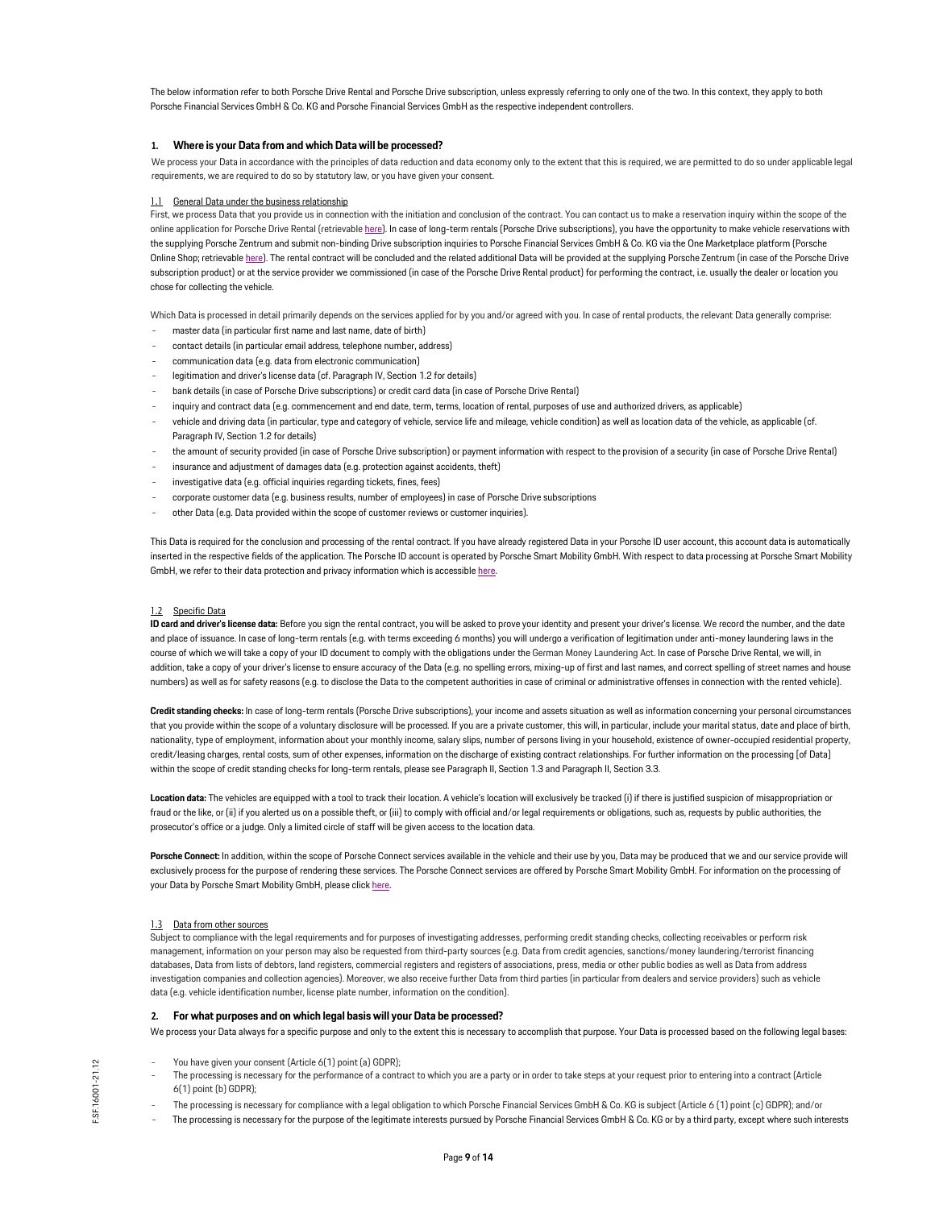The below information refer to both Porsche Drive Rental and Porsche Drive subscription, unless expressly referring to only one of the two. In this context, they apply to both Porsche Financial Services GmbH & Co. KG and Porsche Financial Services GmbH as the respective independent controllers.

## 1. Where is your Data from and which Data will be processed?

We process your Data in accordance with the principles of data reduction and data economy only to the extent that this is required, we are permitted to do so under applicable legal requirements, we are required to do so by statutory law, or you have given your consent.

### 1.1 General Data under the business relationship

First, we process Data that you provide us in connection with the initiation and conclusion of the contract. You can contact us to make a reservation inquiry within the scope of the online application for Porsche Drive Rental (retrievable here). In case of long-term rentals (Porsche Drive subscriptions), you have the opportunity to make vehicle reservations with the supplying Porsche Zentrum and submit non-binding Drive subscription inquiries to Porsche Financial Services GmbH & Co. KG via the One Marketplace platform (Porsche Online Shop; retrievable here). The rental contract will be concluded and the related additional Data will be provided at the supplying Porsche Zentrum (in case of the Porsche Drive subscription product) or at the service provider we commissioned (in case of the Porsche Drive Rental product) for performing the contract, i.e. usually the dealer or location you chose for collecting the vehicle.

Which Data is processed in detail primarily depends on the services applied for by you and/or agreed with you. In case of rental products, the relevant Data generally comprise:

- master data (in particular first name and last name, date of birth)
- contact details (in particular email address, telephone number, address)
- communication data (e.g. data from electronic communication)
- legitimation and driver's license data (cf. Paragraph IV, Section 1.2 for details)
- bank details (in case of Porsche Drive subscriptions) or credit card data (in case of Porsche Drive Rental)
- inquiry and contract data (e.g. commencement and end date, term, terms, location of rental, purposes of use and authorized drivers, as applicable)
- vehicle and driving data (in particular, type and category of vehicle, service life and mileage, vehicle condition) as well as location data of the vehicle, as applicable (cf. Paragraph IV, Section 1.2 for details)
- the amount of security provided (in case of Porsche Drive subscription) or payment information with respect to the provision of a security (in case of Porsche Drive Rental)
- insurance and adjustment of damages data (e.g. protection against accidents, theft)
- investigative data (e.g. official inquiries regarding tickets, fines, fees)
- corporate customer data (e.g. business results, number of employees) in case of Porsche Drive subscriptions
- other Data (e.g. Data provided within the scope of customer reviews or customer inquiries).

This Data is required for the conclusion and processing of the rental contract. If you have already registered Data in your Porsche ID user account, this account data is automatically inserted in the respective fields of the application. The Porsche ID account is operated by Porsche Smart Mobility GmbH. With respect to data processing at Porsche Smart Mobility GmbH, we refer to their data protection and privacy information which is accessible here.

### 1.2 Specific Data

**ID card and driver's license data:** Before you sign the rental contract, you will be asked to prove your identity and present your driver's license. We record the number, and the date and place of issuance. In case of long-term rentals (e.g. with terms exceeding 6 months) you will undergo a verification of legitimation under anti-money laundering laws in the course of which we will take a copy of your ID document to comply with the obligations under the German Money Laundering Act. In case of Porsche Drive Rental, we will, in addition, take a copy of your driver's license to ensure accuracy of the Data (e.g. no spelling errors, mixing-up of first and last names, and correct spelling of street names and house numbers) as well as for safety reasons (e.g. to disclose the Data to the competent authorities in case of criminal or administrative offenses in connection with the rented vehicle).

**Credit standing checks:** In case of long-term rentals (Porsche Drive subscriptions), your income and assets situation as well as information concerning your personal circumstances that you provide within the scope of a voluntary disclosure will be processed. If you are a private customer, this will, in particular, include your marital status, date and place of birth, nationality, type of employment, information about your monthly income, salary slips, number of persons living in your household, existence of owner-occupied residential property, credit/leasing charges, rental costs, sum of other expenses, information on the discharge of existing contract relationships. For further information on the processing [of Data] within the scope of credit standing checks for long-term rentals, please see Paragraph II, Section 1.3 and Paragraph II, Section 3.3.

**Location data:** The vehicles are equipped with a tool to track their location. A vehicle's location will exclusively be tracked (i) if there is justified suspicion of misappropriation or fraud or the like, or (ii) if you alerted us on a possible theft, or (iii) to comply with official and/or legal requirements or obligations, such as, requests by public authorities, the prosecutor's office or a judge. Only a limited circle of staff will be given access to the location data.

**Porsche Connect:** In addition, within the scope of Porsche Connect services available in the vehicle and their use by you, Data may be produced that we and our service provide will exclusively process for the purpose of rendering these services. The Porsche Connect services are offered by Porsche Smart Mobility GmbH. For information on the processing of your Data by Porsche Smart Mobility GmbH, please click here.

### 1.3 Data from other sources

Subject to compliance with the legal requirements and for purposes of investigating addresses, performing credit standing checks, collecting receivables or perform risk management, information on your person may also be requested from third-party sources (e.g. Data from credit agencies, sanctions/money laundering/terrorist financing databases, Data from lists of debtors, land registers, commercial registers and registers of associations, press, media or other public bodies as well as Data from address investigation companies and collection agencies). Moreover, we also receive further Data from third parties (in particular from dealers and service providers) such as vehicle data (e.g. vehicle identification number, license plate number, information on the condition).

## 2. For what purposes and on which legal basis will your Data be processed?

We process your Data always for a specific purpose and only to the extent this is necessary to accomplish that purpose. Your Data is processed based on the following legal bases:

- You have given your consent (Article 6(1) point (a) GDPR);
- The processing is necessary for the performance of a contract to which you are a party or in order to take steps at your request prior to entering into a contract (Article 6(1) point (b) GDPR);
- The processing is necessary for compliance with a legal obligation to which Porsche Financial Services GmbH & Co. KG is subject (Article 6 (1) point (c) GDPR); and/or
- The processing is necessary for the purpose of the legitimate interests pursued by Porsche Financial Services GmbH & Co. KG or by a third party, except where such interests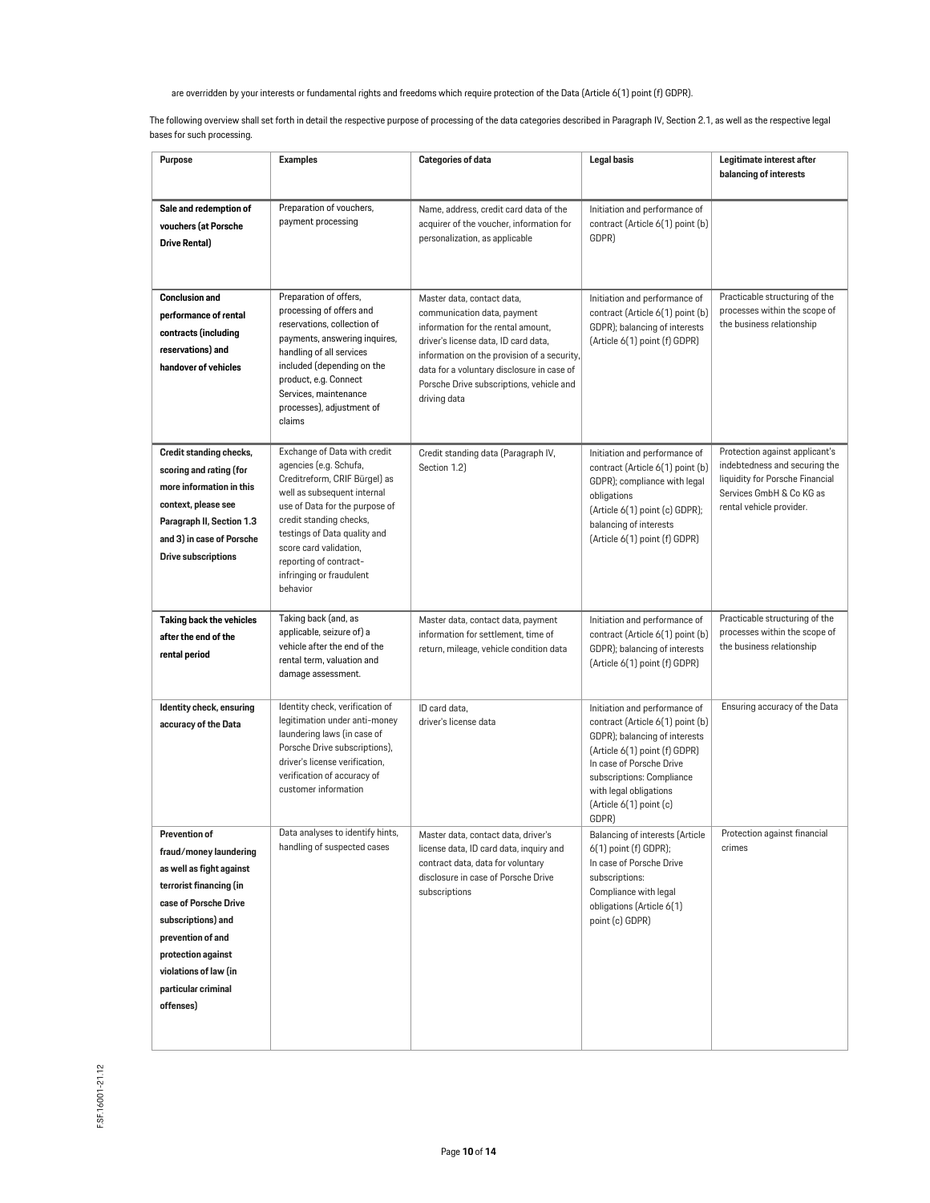are overridden by your interests or fundamental rights and freedoms which require protection of the Data (Article 6(1) point (f) GDPR).

The following overview shall set forth in detail the respective purpose of processing of the data categories described in Paragraph IV, Section 2.1, as well as the respective legal bases for such processing.

| Purpose | Examples | Categories of data | Legal basis | Legitimate interest after balancing of interests |
|---|---|---|---|---|
| **Sale and redemption of vouchers (at Porsche Drive Rental)** | Preparation of vouchers, payment processing | Name, address, credit card data of the acquirer of the voucher, information for personalization, as applicable | Initiation and performance of contract (Article 6(1) point (b) GDPR) | |
| **Conclusion and performance of rental contracts (including reservations) and handover of vehicles** | Preparation of offers, processing of offers and reservations, collection of payments, answering inquires, handling of all services included (depending on the product, e.g. Connect Services, maintenance processes), adjustment of claims | Master data, contact data, communication data, payment information for the rental amount, driver's license data, ID card data, information on the provision of a security, data for a voluntary disclosure in case of Porsche Drive subscriptions, vehicle and driving data | Initiation and performance of contract (Article 6(1) point (b) GDPR); balancing of interests (Article 6(1) point (f) GDPR) | Practicable structuring of the processes within the scope of the business relationship |
| **Credit standing checks, scoring and rating (for more information in this context, please see Paragraph II, Section 1.3 and 3) in case of Porsche Drive subscriptions** | Exchange of Data with credit agencies (e.g. Schufa, Creditreform, CRIF Bürgel) as well as subsequent internal use of Data for the purpose of credit standing checks, testings of Data quality and score card validation, reporting of contract-infringing or fraudulent behavior | Credit standing data (Paragraph IV, Section 1.2) | Initiation and performance of contract (Article 6(1) point (b) GDPR); compliance with legal obligations (Article 6(1) point (c) GDPR); balancing of interests (Article 6(1) point (f) GDPR) | Protection against applicant's indebtedness and securing the liquidity for Porsche Financial Services GmbH & Co KG as rental vehicle provider. |
| **Taking back the vehicles after the end of the rental period** | Taking back (and, as applicable, seizure of) a vehicle after the end of the rental term, valuation and damage assessment. | Master data, contact data, payment information for settlement, time of return, mileage, vehicle condition data | Initiation and performance of contract (Article 6(1) point (b) GDPR); balancing of interests (Article 6(1) point (f) GDPR) | Practicable structuring of the processes within the scope of the business relationship |
| **Identity check, ensuring accuracy of the Data** | Identity check, verification of legitimation under anti-money laundering laws (in case of Porsche Drive subscriptions), driver's license verification, verification of accuracy of customer information | ID card data, driver's license data | Initiation and performance of contract (Article 6(1) point (b) GDPR); balancing of interests (Article 6(1) point (f) GDPR) In case of Porsche Drive subscriptions: Compliance with legal obligations (Article 6(1) point (c) GDPR) | Ensuring accuracy of the Data |
| **Prevention of fraud/money laundering as well as fight against terrorist financing (in case of Porsche Drive subscriptions) and prevention of and protection against violations of law (in particular criminal offenses)** | Data analyses to identify hints, handling of suspected cases | Master data, contact data, driver's license data, ID card data, inquiry and contract data, data for voluntary disclosure in case of Porsche Drive subscriptions | Balancing of interests (Article 6(1) point (f) GDPR); In case of Porsche Drive subscriptions: Compliance with legal obligations (Article 6(1) point (c) GDPR) | Protection against financial crimes |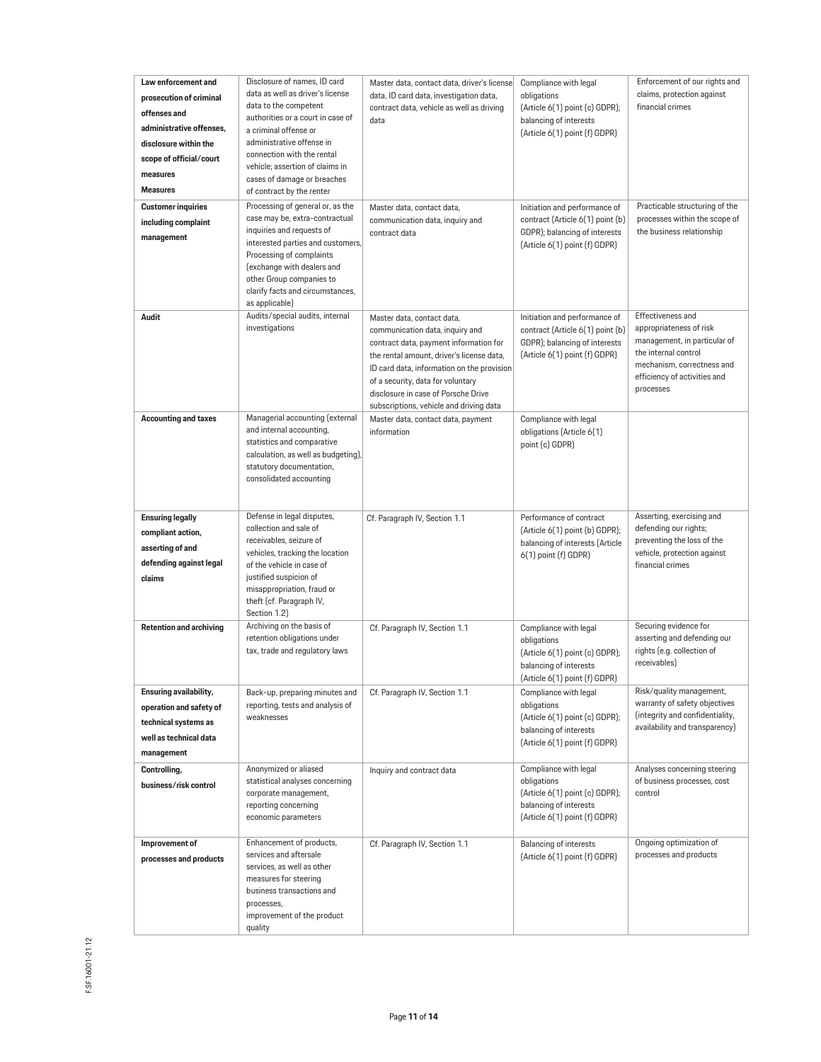| **Law enforcement and prosecution of criminal offenses and administrative offenses, disclosure within the scope of official/court measures Measures** | Disclosure of names, ID card data as well as driver's license data to the competent authorities or a court in case of a criminal offense or administrative offense in connection with the rental vehicle; assertion of claims in cases of damage or breaches of contract by the renter | Master data, contact data, driver's license data, ID card data, investigation data, contract data, vehicle as well as driving data | Compliance with legal obligations (Article 6(1) point (c) GDPR); balancing of interests (Article 6(1) point (f) GDPR) | Enforcement of our rights and claims, protection against financial crimes |
|---|---|---|---|---|
| **Customer inquiries including complaint management** | Processing of general or, as the case may be, extra-contractual inquiries and requests of interested parties and customers, Processing of complaints (exchange with dealers and other Group companies to clarify facts and circumstances, as applicable) | Master data, contact data, communication data, inquiry and contract data | Initiation and performance of contract (Article 6(1) point (b) GDPR); balancing of interests (Article 6(1) point (f) GDPR) | Practicable structuring of the processes within the scope of the business relationship |
| **Audit** | Audits/special audits, internal investigations | Master data, contact data, communication data, inquiry and contract data, payment information for the rental amount, driver's license data, ID card data, information on the provision of a security, data for voluntary disclosure in case of Porsche Drive subscriptions, vehicle and driving data | Initiation and performance of contract (Article 6(1) point (b) GDPR); balancing of interests (Article 6(1) point (f) GDPR) | Effectiveness and appropriateness of risk management, in particular of the internal control mechanism, correctness and efficiency of activities and processes |
| **Accounting and taxes** | Managerial accounting (external and internal accounting, statistics and comparative calculation, as well as budgeting), statutory documentation, consolidated accounting | Master data, contact data, payment information | Compliance with legal obligations (Article 6(1) point (c) GDPR) | |
| **Ensuring legally compliant action, asserting of and defending against legal claims** | Defense in legal disputes, collection and sale of receivables, seizure of vehicles, tracking the location of the vehicle in case of justified suspicion of misappropriation, fraud or theft (cf. Paragraph IV, Section 1.2) | Cf. Paragraph IV, Section 1.1 | Performance of contract (Article 6(1) point (b) GDPR); balancing of interests (Article 6(1) point (f) GDPR) | Asserting, exercising and defending our rights; preventing the loss of the vehicle, protection against financial crimes |
| **Retention and archiving** | Archiving on the basis of retention obligations under tax, trade and regulatory laws | Cf. Paragraph IV, Section 1.1 | Compliance with legal obligations (Article 6(1) point (c) GDPR); balancing of interests (Article 6(1) point (f) GDPR) | Securing evidence for asserting and defending our rights (e.g. collection of receivables) |
| **Ensuring availability, operation and safety of technical systems as well as technical data management** | Back-up, preparing minutes and reporting, tests and analysis of weaknesses | Cf. Paragraph IV, Section 1.1 | Compliance with legal obligations (Article 6(1) point (c) GDPR); balancing of interests (Article 6(1) point (f) GDPR) | Risk/quality management, warranty of safety objectives (integrity and confidentiality, availability and transparency) |
| **Controlling, business/risk control** | Anonymized or aliased statistical analyses concerning corporate management, reporting concerning economic parameters | Inquiry and contract data | Compliance with legal obligations (Article 6(1) point (c) GDPR); balancing of interests (Article 6(1) point (f) GDPR) | Analyses concerning steering of business processes, cost control |
| **Improvement of processes and products** | Enhancement of products, services and aftersale services, as well as other measures for steering business transactions and processes, improvement of the product quality | Cf. Paragraph IV, Section 1.1 | Balancing of interests (Article 6(1) point (f) GDPR) | Ongoing optimization of processes and products |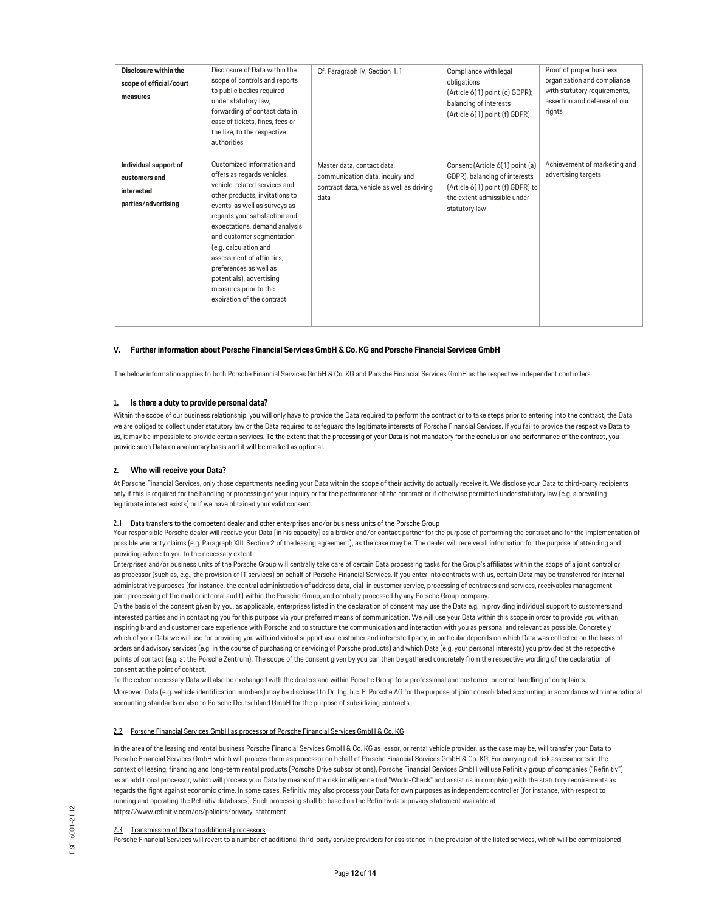| Disclosure within the scope of official/court measures | Disclosure of Data within the scope of controls and reports to public bodies required under statutory law, forwarding of contact data in case of tickets, fines, fees or the like, to the respective authorities | Cf. Paragraph IV, Section 1.1 | Compliance with legal obligations (Article 6(1) point (c) GDPR); balancing of interests (Article 6(1) point (f) GDPR) | Proof of proper business organization and compliance with statutory requirements, assertion and defense of our rights |
|---|---|---|---|---|
| **Individual support of customers and interested parties/advertising** | Customized information and offers as regards vehicles, vehicle-related services and other products, invitations to events, as well as surveys as regards your satisfaction and expectations, demand analysis and customer segmentation (e.g. calculation and assessment of affinities, preferences as well as potentials), advertising measures prior to the expiration of the contract | Master data, contact data, communication data, inquiry and contract data, vehicle as well as driving data | Consent (Article 6(1) point (a) GDPR), balancing of interests (Article 6(1) point (f) GDPR) to the extent admissible under statutory law | Achievement of marketing and advertising targets |

## V. Further information about Porsche Financial Services GmbH & Co. KG and Porsche Financial Services GmbH

The below information applies to both Porsche Financial Services GmbH & Co. KG and Porsche Financial Services GmbH as the respective independent controllers.

### 1. Is there a duty to provide personal data?

Within the scope of our business relationship, you will only have to provide the Data required to perform the contract or to take steps prior to entering into the contract, the Data we are obliged to collect under statutory law or the Data required to safeguard the legitimate interests of Porsche Financial Services. If you fail to provide the respective Data to us, it may be impossible to provide certain services. To the extent that the processing of your Data is not mandatory for the conclusion and performance of the contract, you provide such Data on a voluntary basis and it will be marked as optional.

### 2. Who will receive your Data?

At Porsche Financial Services, only those departments needing your Data within the scope of their activity do actually receive it. We disclose your Data to third-party recipients only if this is required for the handling or processing of your inquiry or for the performance of the contract or if otherwise permitted under statutory law (e.g. a prevailing legitimate interest exists) or if we have obtained your valid consent.

2.1 Data transfers to the competent dealer and other enterprises and/or business units of the Porsche Group

Your responsible Porsche dealer will receive your Data (in his capacity) as a broker and/or contact partner for the purpose of performing the contract and for the implementation of possible warranty claims (e.g. Paragraph XIII, Section 2 of the leasing agreement), as the case may be. The dealer will receive all information for the purpose of attending and providing advice to you to the necessary extent.

Enterprises and/or business units of the Porsche Group will centrally take care of certain Data processing tasks for the Group's affiliates within the scope of a joint control or as processor (such as, e.g., the provision of IT services) on behalf of Porsche Financial Services. If you enter into contracts with us, certain Data may be transferred for internal administrative purposes (for instance, the central administration of address data, dial-in customer service, processing of contracts and services, receivables management, joint processing of the mail or internal audit) within the Porsche Group, and centrally processed by any Porsche Group company.

On the basis of the consent given by you, as applicable, enterprises listed in the declaration of consent may use the Data e.g. in providing individual support to customers and interested parties and in contacting you for this purpose via your preferred means of communication. We will use your Data within this scope in order to provide you with an inspiring brand and customer care experience with Porsche and to structure the communication and interaction with you as personal and relevant as possible. Concretely which of your Data we will use for providing you with individual support as a customer and interested party, in particular depends on which Data was collected on the basis of orders and advisory services (e.g. in the course of purchasing or servicing of Porsche products) and which Data (e.g. your personal interests) you provided at the respective points of contact (e.g. at the Porsche Zentrum). The scope of the consent given by you can then be gathered concretely from the respective wording of the declaration of consent at the point of contact.

To the extent necessary Data will also be exchanged with the dealers and within Porsche Group for a professional and customer-oriented handling of complaints.

Moreover, Data (e.g. vehicle identification numbers) may be disclosed to Dr. Ing. h.c. F. Porsche AG for the purpose of joint consolidated accounting in accordance with international accounting standards or also to Porsche Deutschland GmbH for the purpose of subsidizing contracts.

2.2 Porsche Financial Services GmbH as processor of Porsche Financial Services GmbH & Co. KG

In the area of the leasing and rental business Porsche Financial Services GmbH & Co. KG as lessor, or rental vehicle provider, as the case may be, will transfer your Data to Porsche Financial Services GmbH which will process them as processor on behalf of Porsche Financial Services GmbH & Co. KG. For carrying out risk assessments in the context of leasing, financing and long-term rental products (Porsche Drive subscriptions), Porsche Financial Services GmbH will use Refinitiv group of companies ("Refinitiv") as an additional processor, which will process your Data by means of the risk intelligence tool "World-Check" and assist us in complying with the statutory requirements as regards the fight against economic crime. In some cases, Refinitiv may also process your Data for own purposes as independent controller (for instance, with respect to running and operating the Refinitiv databases). Such processing shall be based on the Refinitiv data privacy statement available at https://www.refinitiv.com/de/policies/privacy-statement.

2.3 Transmission of Data to additional processors

Porsche Financial Services will revert to a number of additional third-party service providers for assistance in the provision of the listed services, which will be commissioned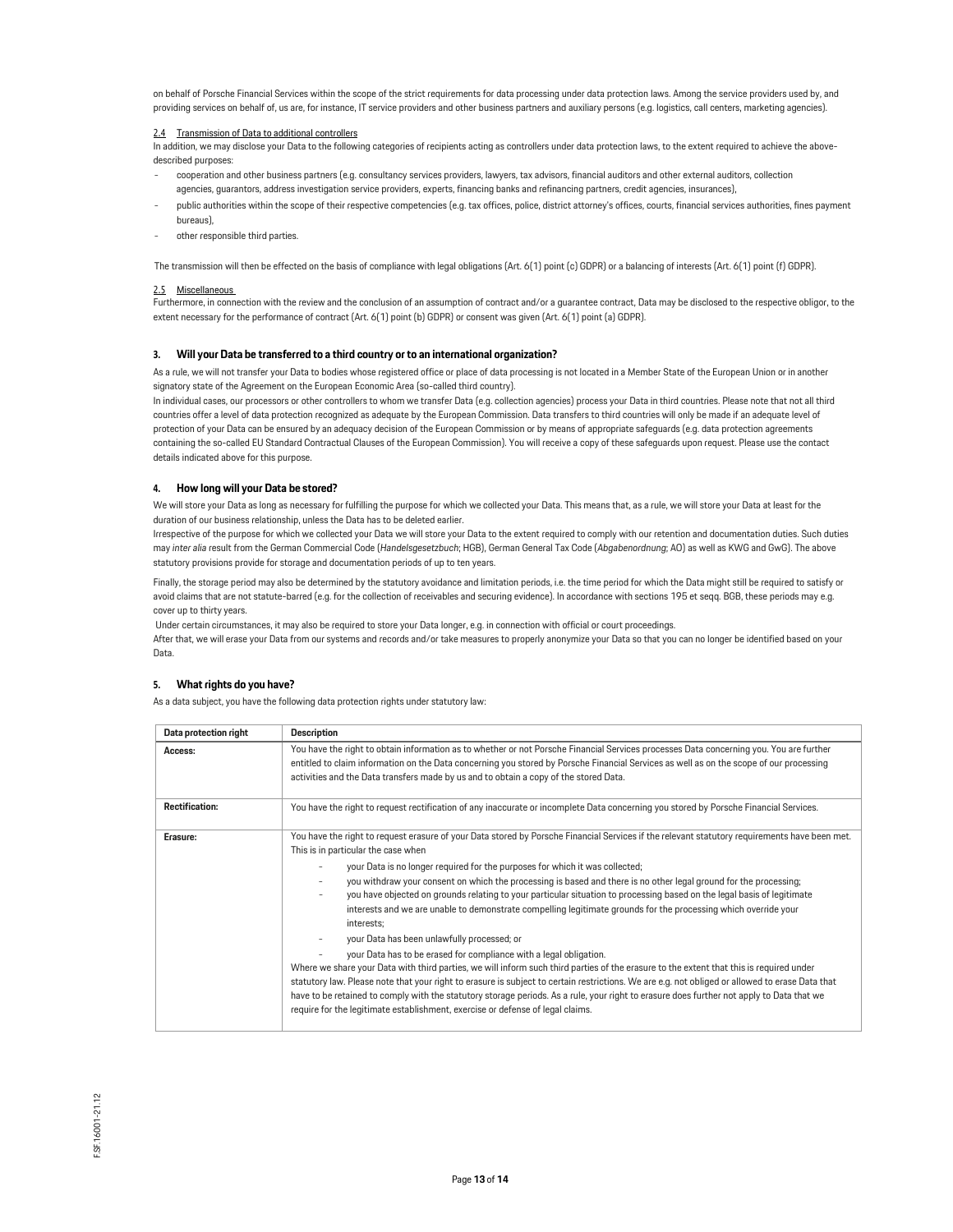on behalf of Porsche Financial Services within the scope of the strict requirements for data processing under data protection laws. Among the service providers used by, and providing services on behalf of, us are, for instance, IT service providers and other business partners and auxiliary persons (e.g. logistics, call centers, marketing agencies).

2.4 Transmission of Data to additional controllers

In addition, we may disclose your Data to the following categories of recipients acting as controllers under data protection laws, to the extent required to achieve the above-described purposes:

- cooperation and other business partners (e.g. consultancy services providers, lawyers, tax advisors, financial auditors and other external auditors, collection agencies, guarantors, address investigation service providers, experts, financing banks and refinancing partners, credit agencies, insurances),
- public authorities within the scope of their respective competencies (e.g. tax offices, police, district attorney's offices, courts, financial services authorities, fines payment bureaus),
- other responsible third parties.

The transmission will then be effected on the basis of compliance with legal obligations (Art. 6(1) point (c) GDPR) or a balancing of interests (Art. 6(1) point (f) GDPR).

2.5 Miscellaneous

Furthermore, in connection with the review and the conclusion of an assumption of contract and/or a guarantee contract, Data may be disclosed to the respective obligor, to the extent necessary for the performance of contract (Art. 6(1) point (b) GDPR) or consent was given (Art. 6(1) point (a) GDPR).

### 3. Will your Data be transferred to a third country or to an international organization?

As a rule, we will not transfer your Data to bodies whose registered office or place of data processing is not located in a Member State of the European Union or in another signatory state of the Agreement on the European Economic Area (so-called third country).

In individual cases, our processors or other controllers to whom we transfer Data (e.g. collection agencies) process your Data in third countries. Please note that not all third countries offer a level of data protection recognized as adequate by the European Commission. Data transfers to third countries will only be made if an adequate level of protection of your Data can be ensured by an adequacy decision of the European Commission or by means of appropriate safeguards (e.g. data protection agreements containing the so-called EU Standard Contractual Clauses of the European Commission). You will receive a copy of these safeguards upon request. Please use the contact details indicated above for this purpose.

### 4. How long will your Data be stored?

We will store your Data as long as necessary for fulfilling the purpose for which we collected your Data. This means that, as a rule, we will store your Data at least for the duration of our business relationship, unless the Data has to be deleted earlier.

Irrespective of the purpose for which we collected your Data we will store your Data to the extent required to comply with our retention and documentation duties. Such duties may *inter alia* result from the German Commercial Code (*Handelsgesetzbuch*; HGB), German General Tax Code (*Abgabenordnung*; AO) as well as KWG and GwG). The above statutory provisions provide for storage and documentation periods of up to ten years.

Finally, the storage period may also be determined by the statutory avoidance and limitation periods, i.e. the time period for which the Data might still be required to satisfy or avoid claims that are not statute-barred (e.g. for the collection of receivables and securing evidence). In accordance with sections 195 et seqq. BGB, these periods may e.g. cover up to thirty years.

Under certain circumstances, it may also be required to store your Data longer, e.g. in connection with official or court proceedings.

After that, we will erase your Data from our systems and records and/or take measures to properly anonymize your Data so that you can no longer be identified based on your Data.

### 5. What rights do you have?

As a data subject, you have the following data protection rights under statutory law:

| Data protection right | Description |
|---|---|
| **Access:** | You have the right to obtain information as to whether or not Porsche Financial Services processes Data concerning you. You are further entitled to claim information on the Data concerning you stored by Porsche Financial Services as well as on the scope of our processing activities and the Data transfers made by us and to obtain a copy of the stored Data. |
| **Rectification:** | You have the right to request rectification of any inaccurate or incomplete Data concerning you stored by Porsche Financial Services. |
| **Erasure:** | You have the right to request erasure of your Data stored by Porsche Financial Services if the relevant statutory requirements have been met. This is in particular the case when<br>- your Data is no longer required for the purposes for which it was collected;<br>- you withdraw your consent on which the processing is based and there is no other legal ground for the processing;<br>- you have objected on grounds relating to your particular situation to processing based on the legal basis of legitimate interests and we are unable to demonstrate compelling legitimate grounds for the processing which override your interests;<br>- your Data has been unlawfully processed; or<br>- your Data has to be erased for compliance with a legal obligation.<br>Where we share your Data with third parties, we will inform such third parties of the erasure to the extent that this is required under statutory law. Please note that your right to erasure is subject to certain restrictions. We are e.g. not obliged or allowed to erase Data that have to be retained to comply with the statutory storage periods. As a rule, your right to erasure does further not apply to Data that we require for the legitimate establishment, exercise or defense of legal claims. |

F.SF.16001-21.12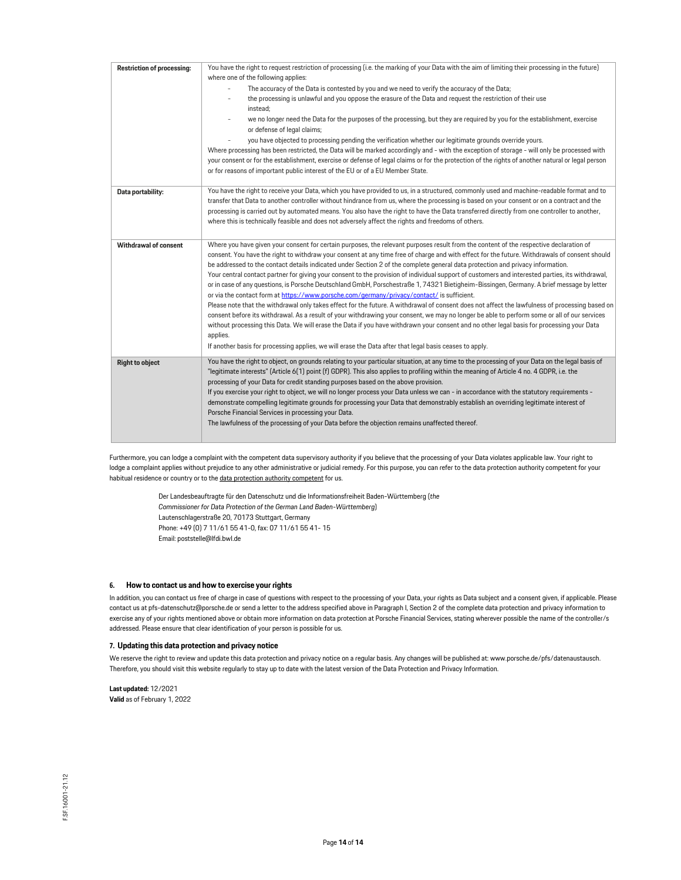| | |
|---|---|
| **Restriction of processing:** | You have the right to request restriction of processing (i.e. the marking of your Data with the aim of limiting their processing in the future) where one of the following applies:<br>- The accuracy of the Data is contested by you and we need to verify the accuracy of the Data;<br>- the processing is unlawful and you oppose the erasure of the Data and request the restriction of their use instead;<br>- we no longer need the Data for the purposes of the processing, but they are required by you for the establishment, exercise or defense of legal claims;<br>- you have objected to processing pending the verification whether our legitimate grounds override yours.<br>Where processing has been restricted, the Data will be marked accordingly and - with the exception of storage - will only be processed with your consent or for the establishment, exercise or defense of legal claims or for the protection of the rights of another natural or legal person or for reasons of important public interest of the EU or of a EU Member State. |
| **Data portability:** | You have the right to receive your Data, which you have provided to us, in a structured, commonly used and machine-readable format and to transfer that Data to another controller without hindrance from us, where the processing is based on your consent or on a contract and the processing is carried out by automated means. You also have the right to have the Data transferred directly from one controller to another, where this is technically feasible and does not adversely affect the rights and freedoms of others. |
| **Withdrawal of consent** | Where you have given your consent for certain purposes, the relevant purposes result from the content of the respective declaration of consent. You have the right to withdraw your consent at any time free of charge and with effect for the future. Withdrawals of consent should be addressed to the contact details indicated under Section 2 of the complete general data protection and privacy information.<br>Your central contact partner for giving your consent to the provision of individual support of customers and interested parties, its withdrawal, or in case of any questions, is Porsche Deutschland GmbH, Porschestraße 1, 74321 Bietigheim-Bissingen, Germany. A brief message by letter or via the contact form at https://www.porsche.com/germany/privacy/contact/ is sufficient.<br>Please note that the withdrawal only takes effect for the future. A withdrawal of consent does not affect the lawfulness of processing based on consent before its withdrawal. As a result of your withdrawing your consent, we may no longer be able to perform some or all of our services without processing this Data. We will erase the Data if you have withdrawn your consent and no other legal basis for processing your Data applies.<br>If another basis for processing applies, we will erase the Data after that legal basis ceases to apply. |
| **Right to object** | You have the right to object, on grounds relating to your particular situation, at any time to the processing of your Data on the legal basis of "legitimate interests" (Article 6(1) point (f) GDPR). This also applies to profiling within the meaning of Article 4 no. 4 GDPR, i.e. the processing of your Data for credit standing purposes based on the above provision.<br>If you exercise your right to object, we will no longer process your Data unless we can - in accordance with the statutory requirements - demonstrate compelling legitimate grounds for processing your Data that demonstrably establish an overriding legitimate interest of Porsche Financial Services in processing your Data.<br>The lawfulness of the processing of your Data before the objection remains unaffected thereof. |

Furthermore, you can lodge a complaint with the competent data supervisory authority if you believe that the processing of your Data violates applicable law. Your right to lodge a complaint applies without prejudice to any other administrative or judicial remedy. For this purpose, you can refer to the data protection authority competent for your habitual residence or country or to the data protection authority competent for us.

Der Landesbeauftragte für den Datenschutz und die Informationsfreiheit Baden-Württemberg (*the Commissioner for Data Protection of the German Land Baden-Württemberg*)
Lautenschlagerstraße 20, 70173 Stuttgart, Germany
Phone: +49 (0) 7 11/61 55 41-0, fax: 07 11/61 55 41- 15
Email: poststelle@lfdi.bwl.de

## 6. How to contact us and how to exercise your rights

In addition, you can contact us free of charge in case of questions with respect to the processing of your Data, your rights as Data subject and a consent given, if applicable. Please contact us at pfs-datenschutz@porsche.de or send a letter to the address specified above in Paragraph I, Section 2 of the complete data protection and privacy information to exercise any of your rights mentioned above or obtain more information on data protection at Porsche Financial Services, stating wherever possible the name of the controller/s addressed. Please ensure that clear identification of your person is possible for us.

## 7. Updating this data protection and privacy notice

We reserve the right to review and update this data protection and privacy notice on a regular basis. Any changes will be published at: www.porsche.de/pfs/datenaustausch. Therefore, you should visit this website regularly to stay up to date with the latest version of the Data Protection and Privacy Information.

**Last updated:** 12/2021
**Valid** as of February 1, 2022

F.SF.16001-21.12